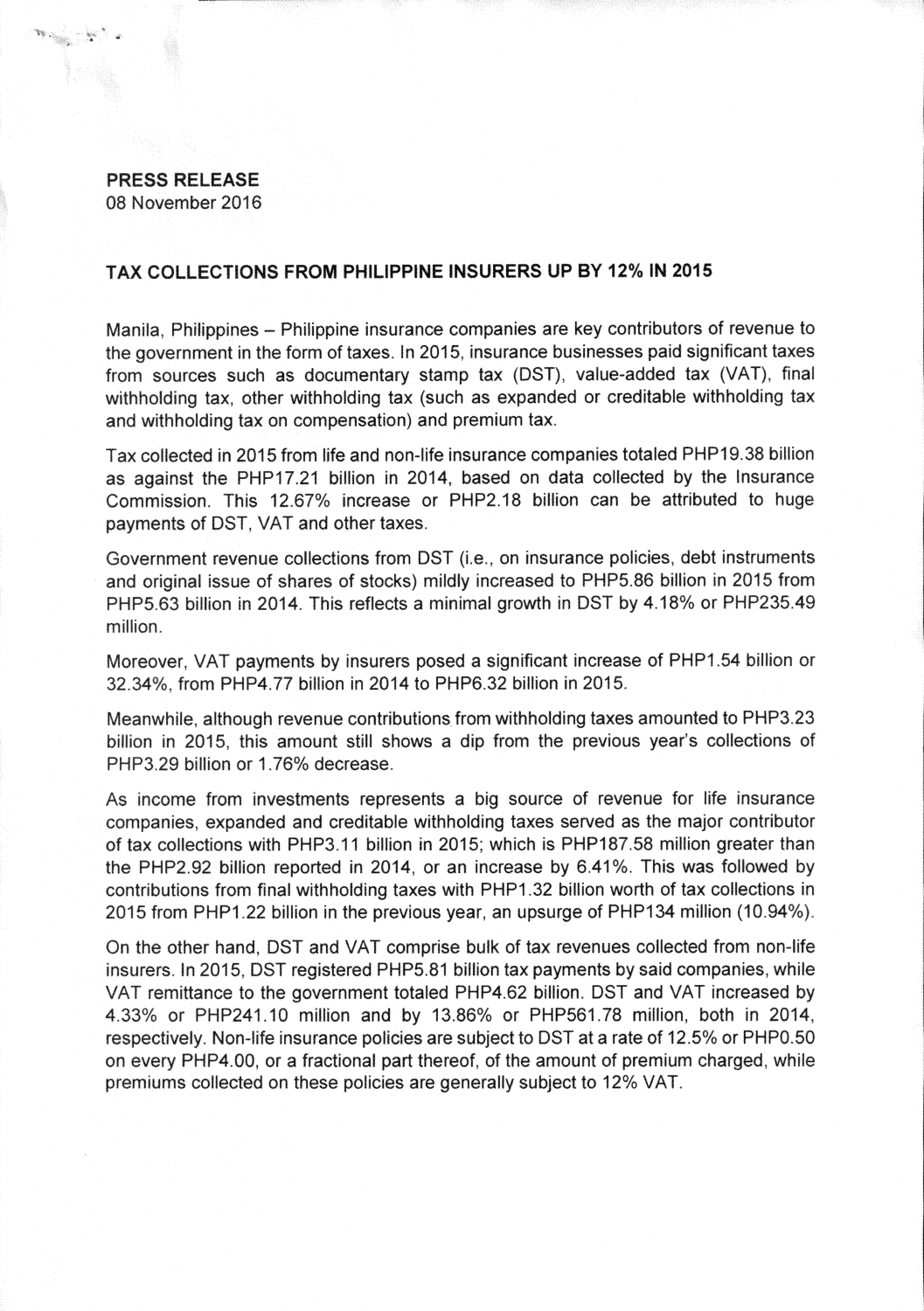**PRESS RELEASE**
08 November 2016

## TAX COLLECTIONS FROM PHILIPPINE INSURERS UP BY 12% IN 2015

Manila, Philippines – Philippine insurance companies are key contributors of revenue to the government in the form of taxes. In 2015, insurance businesses paid significant taxes from sources such as documentary stamp tax (DST), value-added tax (VAT), final withholding tax, other withholding tax (such as expanded or creditable withholding tax and withholding tax on compensation) and premium tax.

Tax collected in 2015 from life and non-life insurance companies totaled PHP19.38 billion as against the PHP17.21 billion in 2014, based on data collected by the Insurance Commission. This 12.67% increase or PHP2.18 billion can be attributed to huge payments of DST, VAT and other taxes.

Government revenue collections from DST (i.e., on insurance policies, debt instruments and original issue of shares of stocks) mildly increased to PHP5.86 billion in 2015 from PHP5.63 billion in 2014. This reflects a minimal growth in DST by 4.18% or PHP235.49 million.

Moreover, VAT payments by insurers posed a significant increase of PHP1.54 billion or 32.34%, from PHP4.77 billion in 2014 to PHP6.32 billion in 2015.

Meanwhile, although revenue contributions from withholding taxes amounted to PHP3.23 billion in 2015, this amount still shows a dip from the previous year's collections of PHP3.29 billion or 1.76% decrease.

As income from investments represents a big source of revenue for life insurance companies, expanded and creditable withholding taxes served as the major contributor of tax collections with PHP3.11 billion in 2015; which is PHP187.58 million greater than the PHP2.92 billion reported in 2014, or an increase by 6.41%. This was followed by contributions from final withholding taxes with PHP1.32 billion worth of tax collections in 2015 from PHP1.22 billion in the previous year, an upsurge of PHP134 million (10.94%).

On the other hand, DST and VAT comprise bulk of tax revenues collected from non-life insurers. In 2015, DST registered PHP5.81 billion tax payments by said companies, while VAT remittance to the government totaled PHP4.62 billion. DST and VAT increased by 4.33% or PHP241.10 million and by 13.86% or PHP561.78 million, both in 2014, respectively. Non-life insurance policies are subject to DST at a rate of 12.5% or PHP0.50 on every PHP4.00, or a fractional part thereof, of the amount of premium charged, while premiums collected on these policies are generally subject to 12% VAT.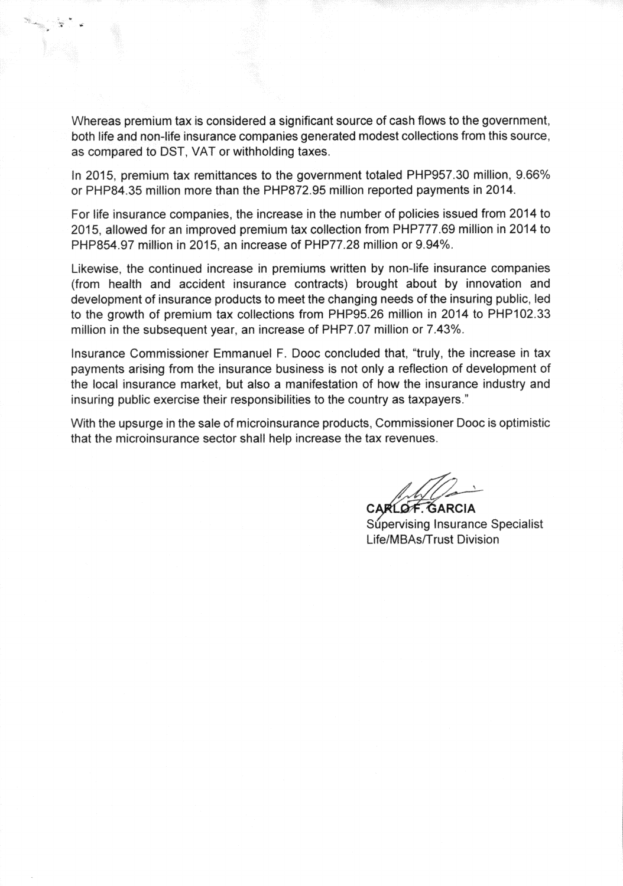Whereas premium tax is considered a significant source of cash flows to the government, both life and non-life insurance companies generated modest collections from this source, as compared to DST, VAT or withholding taxes.

In 2015, premium tax remittances to the government totaled PHP957.30 million, 9.66% or PHP84.35 million more than the PHP872.95 million reported payments in 2014.

For life insurance companies, the increase in the number of policies issued from 2014 to 2015, allowed for an improved premium tax collection from PHP777.69 million in 2014 to PHP854.97 million in 2015, an increase of PHP77.28 million or 9.94%.

Likewise, the continued increase in premiums written by non-life insurance companies (from health and accident insurance contracts) brought about by innovation and development of insurance products to meet the changing needs of the insuring public, led to the growth of premium tax collections from PHP95.26 million in 2014 to PHP102.33 million in the subsequent year, an increase of PHP7.07 million or 7.43%.

Insurance Commissioner Emmanuel F. Dooc concluded that, "truly, the increase in tax payments arising from the insurance business is not only a reflection of development of the local insurance market, but also a manifestation of how the insurance industry and insuring public exercise their responsibilities to the country as taxpayers."

With the upsurge in the sale of microinsurance products, Commissioner Dooc is optimistic that the microinsurance sector shall help increase the tax revenues.

**CARLO F. GARCIA**
Supervising Insurance Specialist
Life/MBAs/Trust Division